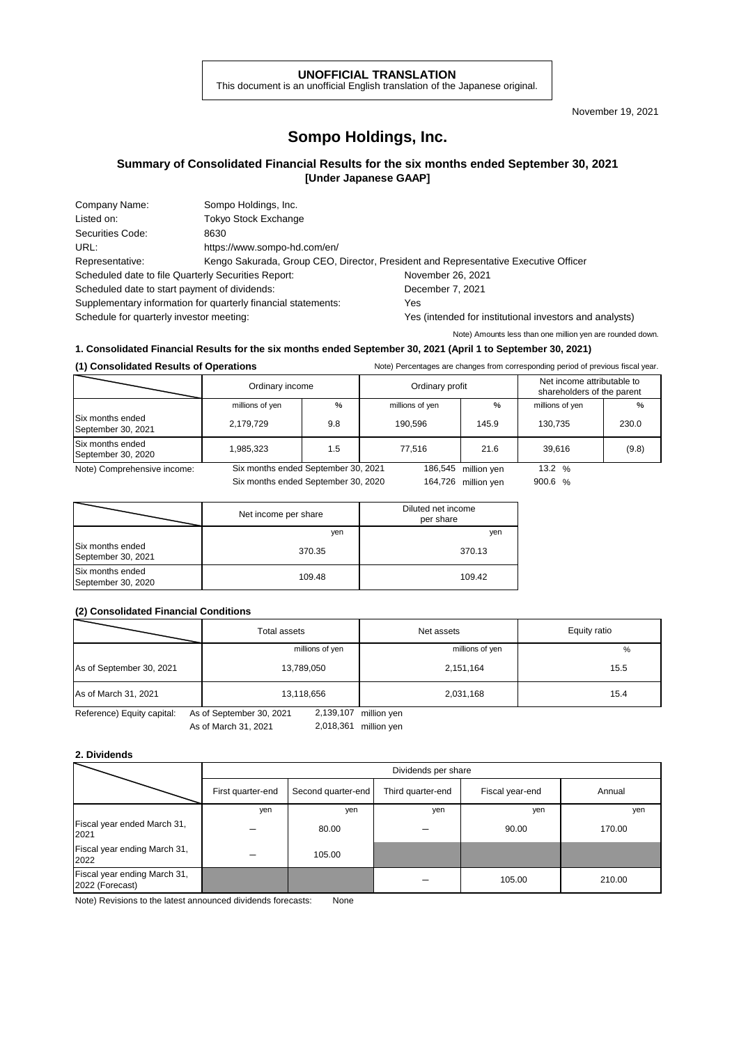**UNOFFICIAL TRANSLATION**
This document is an unofficial English translation of the Japanese original.

November 19, 2021

# Sompo Holdings, Inc.

## Summary of Consolidated Financial Results for the six months ended September 30, 2021 [Under Japanese GAAP]

| | |
|---|---|
| Company Name: | Sompo Holdings, Inc. |
| Listed on: | Tokyo Stock Exchange |
| Securities Code: | 8630 |
| URL: | https://www.sompo-hd.com/en/ |
| Representative: | Kengo Sakurada, Group CEO, Director, President and Representative Executive Officer |
| Scheduled date to file Quarterly Securities Report: | November 26, 2021 |
| Scheduled date to start payment of dividends: | December 7, 2021 |
| Supplementary information for quarterly financial statements: | Yes |
| Schedule for quarterly investor meeting: | Yes (intended for institutional investors and analysts) |

Note) Amounts less than one million yen are rounded down.

### 1. Consolidated Financial Results for the six months ended September 30, 2021 (April 1 to September 30, 2021)

**(1) Consolidated Results of Operations**

Note) Percentages are changes from corresponding period of previous fiscal year.

| | Ordinary income | | Ordinary profit | | Net income attributable to shareholders of the parent | |
|---|---|---|---|---|---|---|
| | millions of yen | % | millions of yen | % | millions of yen | % |
| Six months ended September 30, 2021 | 2,179,729 | 9.8 | 190,596 | 145.9 | 130,735 | 230.0 |
| Six months ended September 30, 2020 | 1,985,323 | 1.5 | 77,516 | 21.6 | 39,616 | (9.8) |

Note) Comprehensive income:
Six months ended September 30, 2021: 186,545 million yen 13.2 %
Six months ended September 30, 2020: 164,726 million yen 900.6 %

| | Net income per share | Diluted net income per share |
|---|---|---|
| | yen | yen |
| Six months ended September 30, 2021 | 370.35 | 370.13 |
| Six months ended September 30, 2020 | 109.48 | 109.42 |

**(2) Consolidated Financial Conditions**

| | Total assets | Net assets | Equity ratio |
|---|---|---|---|
| | millions of yen | millions of yen | % |
| As of September 30, 2021 | 13,789,050 | 2,151,164 | 15.5 |
| As of March 31, 2021 | 13,118,656 | 2,031,168 | 15.4 |

Reference) Equity capital:
As of September 30, 2021: 2,139,107 million yen
As of March 31, 2021: 2,018,361 million yen

### 2. Dividends

| | Dividends per share | | | | |
|---|---|---|---|---|---|
| | First quarter-end | Second quarter-end | Third quarter-end | Fiscal year-end | Annual |
| | yen | yen | yen | yen | yen |
| Fiscal year ended March 31, 2021 | — | 80.00 | — | 90.00 | 170.00 |
| Fiscal year ending March 31, 2022 | — | 105.00 | | | |
| Fiscal year ending March 31, 2022 (Forecast) | | | — | 105.00 | 210.00 |

Note) Revisions to the latest announced dividends forecasts: None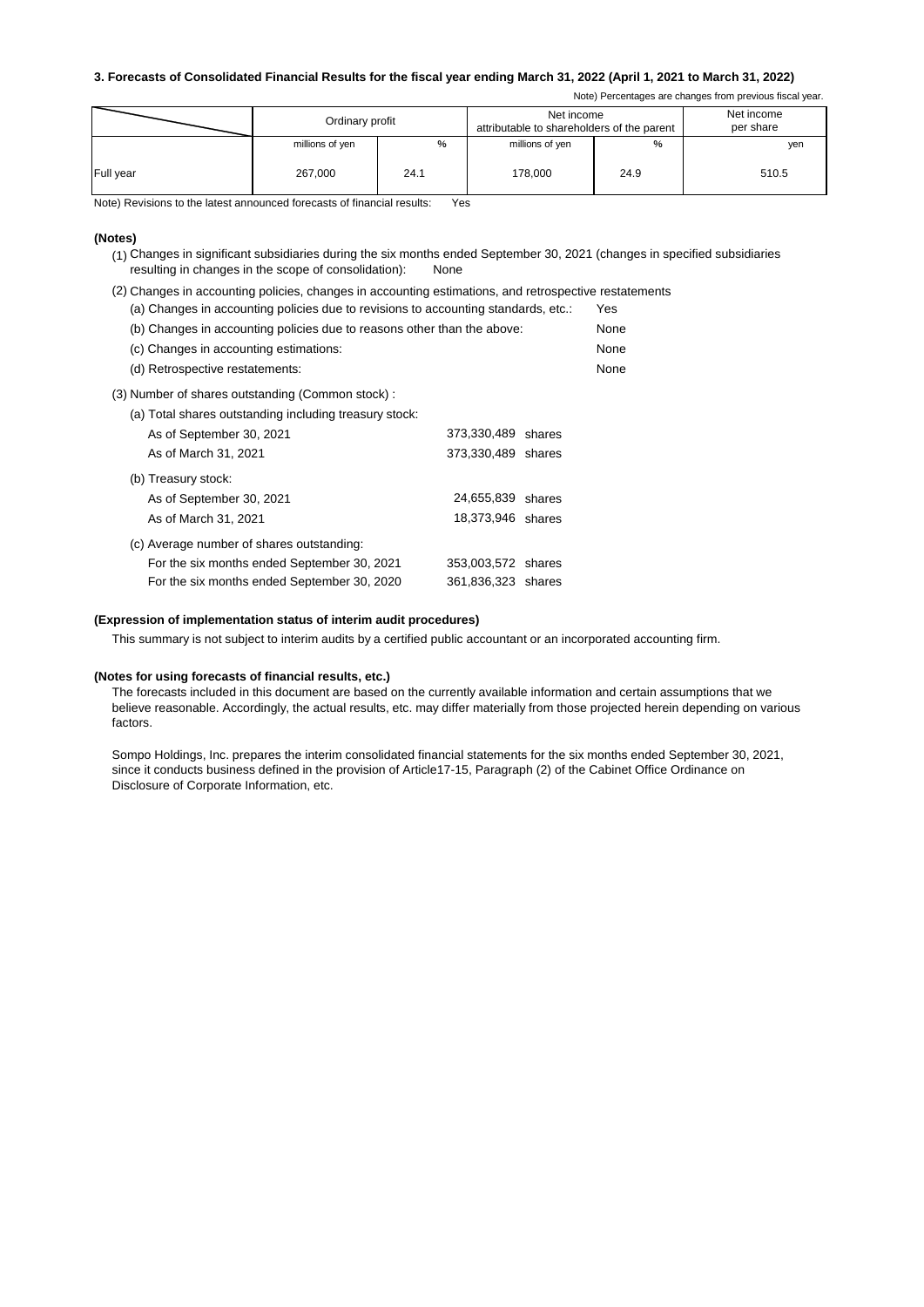### 3. Forecasts of Consolidated Financial Results for the fiscal year ending March 31, 2022 (April 1, 2021 to March 31, 2022)

Note) Percentages are changes from previous fiscal year.

| | Ordinary profit | | Net income attributable to shareholders of the parent | | Net income per share |
|---|---|---|---|---|---|
| | millions of yen | % | millions of yen | % | yen |
| Full year | 267,000 | 24.1 | 178,000 | 24.9 | 510.5 |

Note) Revisions to the latest announced forecasts of financial results: Yes

**(Notes)**

(1) Changes in significant subsidiaries during the six months ended September 30, 2021 (changes in specified subsidiaries resulting in changes in the scope of consolidation): None

(2) Changes in accounting policies, changes in accounting estimations, and retrospective restatements

(a) Changes in accounting policies due to revisions to accounting standards, etc.: Yes

(b) Changes in accounting policies due to reasons other than the above: None

(c) Changes in accounting estimations: None

(d) Retrospective restatements: None

(3) Number of shares outstanding (Common stock) :

(a) Total shares outstanding including treasury stock:

| | |
|---|---|
| As of September 30, 2021 | 373,330,489 shares |
| As of March 31, 2021 | 373,330,489 shares |

(b) Treasury stock:

| | |
|---|---|
| As of September 30, 2021 | 24,655,839 shares |
| As of March 31, 2021 | 18,373,946 shares |

(c) Average number of shares outstanding:

| | |
|---|---|
| For the six months ended September 30, 2021 | 353,003,572 shares |
| For the six months ended September 30, 2020 | 361,836,323 shares |

**(Expression of implementation status of interim audit procedures)**

This summary is not subject to interim audits by a certified public accountant or an incorporated accounting firm.

**(Notes for using forecasts of financial results, etc.)**

The forecasts included in this document are based on the currently available information and certain assumptions that we believe reasonable. Accordingly, the actual results, etc. may differ materially from those projected herein depending on various factors.

Sompo Holdings, Inc. prepares the interim consolidated financial statements for the six months ended September 30, 2021, since it conducts business defined in the provision of Article17-15, Paragraph (2) of the Cabinet Office Ordinance on Disclosure of Corporate Information, etc.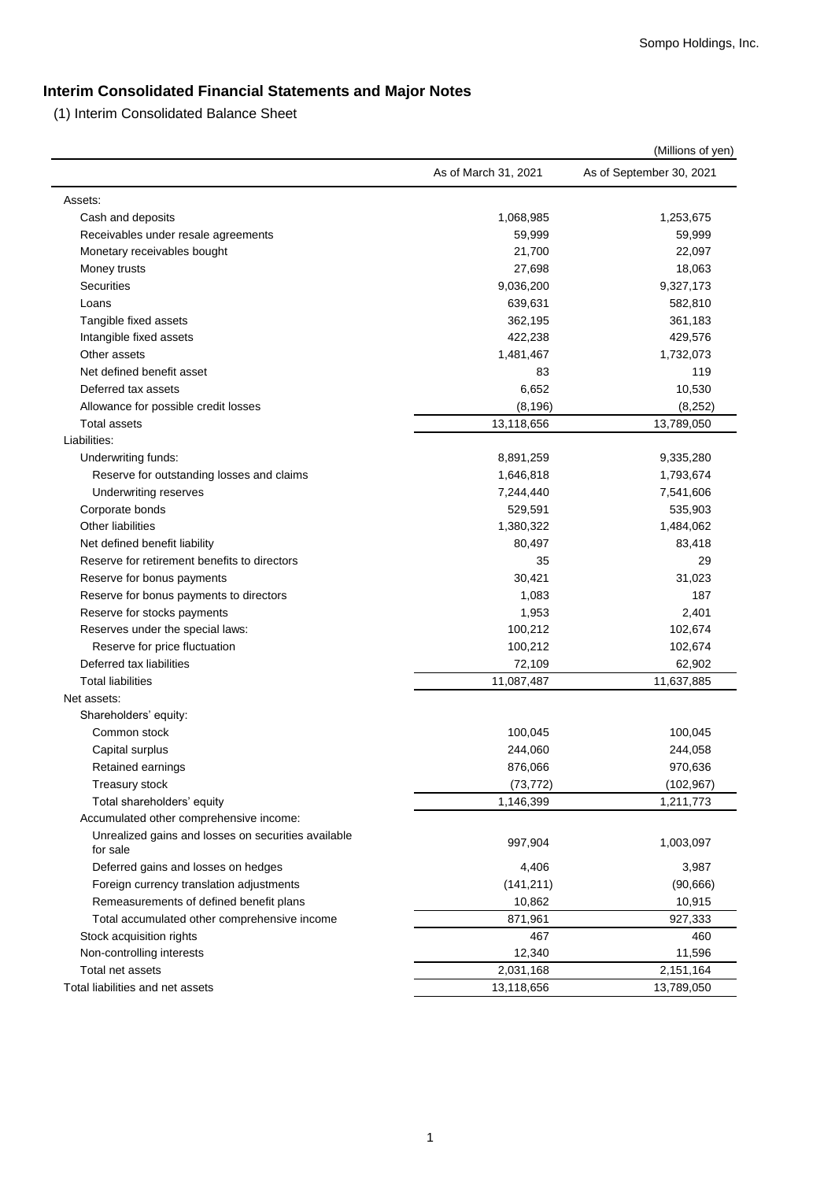## Interim Consolidated Financial Statements and Major Notes

(1) Interim Consolidated Balance Sheet

(Millions of yen)

| | As of March 31, 2021 | As of September 30, 2021 |
|---|---|---|
| Assets: | | |
| Cash and deposits | 1,068,985 | 1,253,675 |
| Receivables under resale agreements | 59,999 | 59,999 |
| Monetary receivables bought | 21,700 | 22,097 |
| Money trusts | 27,698 | 18,063 |
| Securities | 9,036,200 | 9,327,173 |
| Loans | 639,631 | 582,810 |
| Tangible fixed assets | 362,195 | 361,183 |
| Intangible fixed assets | 422,238 | 429,576 |
| Other assets | 1,481,467 | 1,732,073 |
| Net defined benefit asset | 83 | 119 |
| Deferred tax assets | 6,652 | 10,530 |
| Allowance for possible credit losses | (8,196) | (8,252) |
| Total assets | 13,118,656 | 13,789,050 |
| Liabilities: | | |
| Underwriting funds: | 8,891,259 | 9,335,280 |
| Reserve for outstanding losses and claims | 1,646,818 | 1,793,674 |
| Underwriting reserves | 7,244,440 | 7,541,606 |
| Corporate bonds | 529,591 | 535,903 |
| Other liabilities | 1,380,322 | 1,484,062 |
| Net defined benefit liability | 80,497 | 83,418 |
| Reserve for retirement benefits to directors | 35 | 29 |
| Reserve for bonus payments | 30,421 | 31,023 |
| Reserve for bonus payments to directors | 1,083 | 187 |
| Reserve for stocks payments | 1,953 | 2,401 |
| Reserves under the special laws: | 100,212 | 102,674 |
| Reserve for price fluctuation | 100,212 | 102,674 |
| Deferred tax liabilities | 72,109 | 62,902 |
| Total liabilities | 11,087,487 | 11,637,885 |
| Net assets: | | |
| Shareholders' equity: | | |
| Common stock | 100,045 | 100,045 |
| Capital surplus | 244,060 | 244,058 |
| Retained earnings | 876,066 | 970,636 |
| Treasury stock | (73,772) | (102,967) |
| Total shareholders' equity | 1,146,399 | 1,211,773 |
| Accumulated other comprehensive income: | | |
| Unrealized gains and losses on securities available for sale | 997,904 | 1,003,097 |
| Deferred gains and losses on hedges | 4,406 | 3,987 |
| Foreign currency translation adjustments | (141,211) | (90,666) |
| Remeasurements of defined benefit plans | 10,862 | 10,915 |
| Total accumulated other comprehensive income | 871,961 | 927,333 |
| Stock acquisition rights | 467 | 460 |
| Non-controlling interests | 12,340 | 11,596 |
| Total net assets | 2,031,168 | 2,151,164 |
| Total liabilities and net assets | 13,118,656 | 13,789,050 |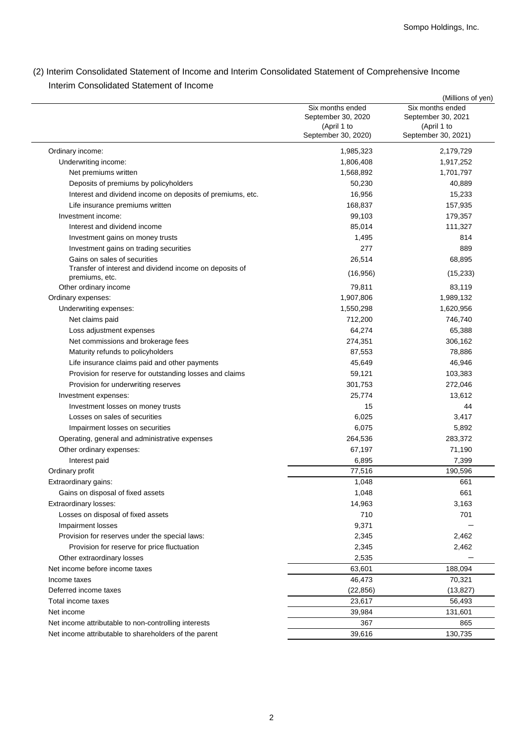## (2) Interim Consolidated Statement of Income and Interim Consolidated Statement of Comprehensive Income

### Interim Consolidated Statement of Income

(Millions of yen)

| | Six months ended September 30, 2020 (April 1 to September 30, 2020) | Six months ended September 30, 2021 (April 1 to September 30, 2021) |
|---|---|---|
| Ordinary income: | 1,985,323 | 2,179,729 |
| Underwriting income: | 1,806,408 | 1,917,252 |
| Net premiums written | 1,568,892 | 1,701,797 |
| Deposits of premiums by policyholders | 50,230 | 40,889 |
| Interest and dividend income on deposits of premiums, etc. | 16,956 | 15,233 |
| Life insurance premiums written | 168,837 | 157,935 |
| Investment income: | 99,103 | 179,357 |
| Interest and dividend income | 85,014 | 111,327 |
| Investment gains on money trusts | 1,495 | 814 |
| Investment gains on trading securities | 277 | 889 |
| Gains on sales of securities | 26,514 | 68,895 |
| Transfer of interest and dividend income on deposits of premiums, etc. | (16,956) | (15,233) |
| Other ordinary income | 79,811 | 83,119 |
| Ordinary expenses: | 1,907,806 | 1,989,132 |
| Underwriting expenses: | 1,550,298 | 1,620,956 |
| Net claims paid | 712,200 | 746,740 |
| Loss adjustment expenses | 64,274 | 65,388 |
| Net commissions and brokerage fees | 274,351 | 306,162 |
| Maturity refunds to policyholders | 87,553 | 78,886 |
| Life insurance claims paid and other payments | 45,649 | 46,946 |
| Provision for reserve for outstanding losses and claims | 59,121 | 103,383 |
| Provision for underwriting reserves | 301,753 | 272,046 |
| Investment expenses: | 25,774 | 13,612 |
| Investment losses on money trusts | 15 | 44 |
| Losses on sales of securities | 6,025 | 3,417 |
| Impairment losses on securities | 6,075 | 5,892 |
| Operating, general and administrative expenses | 264,536 | 283,372 |
| Other ordinary expenses: | 67,197 | 71,190 |
| Interest paid | 6,895 | 7,399 |
| Ordinary profit | 77,516 | 190,596 |
| Extraordinary gains: | 1,048 | 661 |
| Gains on disposal of fixed assets | 1,048 | 661 |
| Extraordinary losses: | 14,963 | 3,163 |
| Losses on disposal of fixed assets | 710 | 701 |
| Impairment losses | 9,371 | ― |
| Provision for reserves under the special laws: | 2,345 | 2,462 |
| Provision for reserve for price fluctuation | 2,345 | 2,462 |
| Other extraordinary losses | 2,535 | ― |
| Net income before income taxes | 63,601 | 188,094 |
| Income taxes | 46,473 | 70,321 |
| Deferred income taxes | (22,856) | (13,827) |
| Total income taxes | 23,617 | 56,493 |
| Net income | 39,984 | 131,601 |
| Net income attributable to non-controlling interests | 367 | 865 |
| Net income attributable to shareholders of the parent | 39,616 | 130,735 |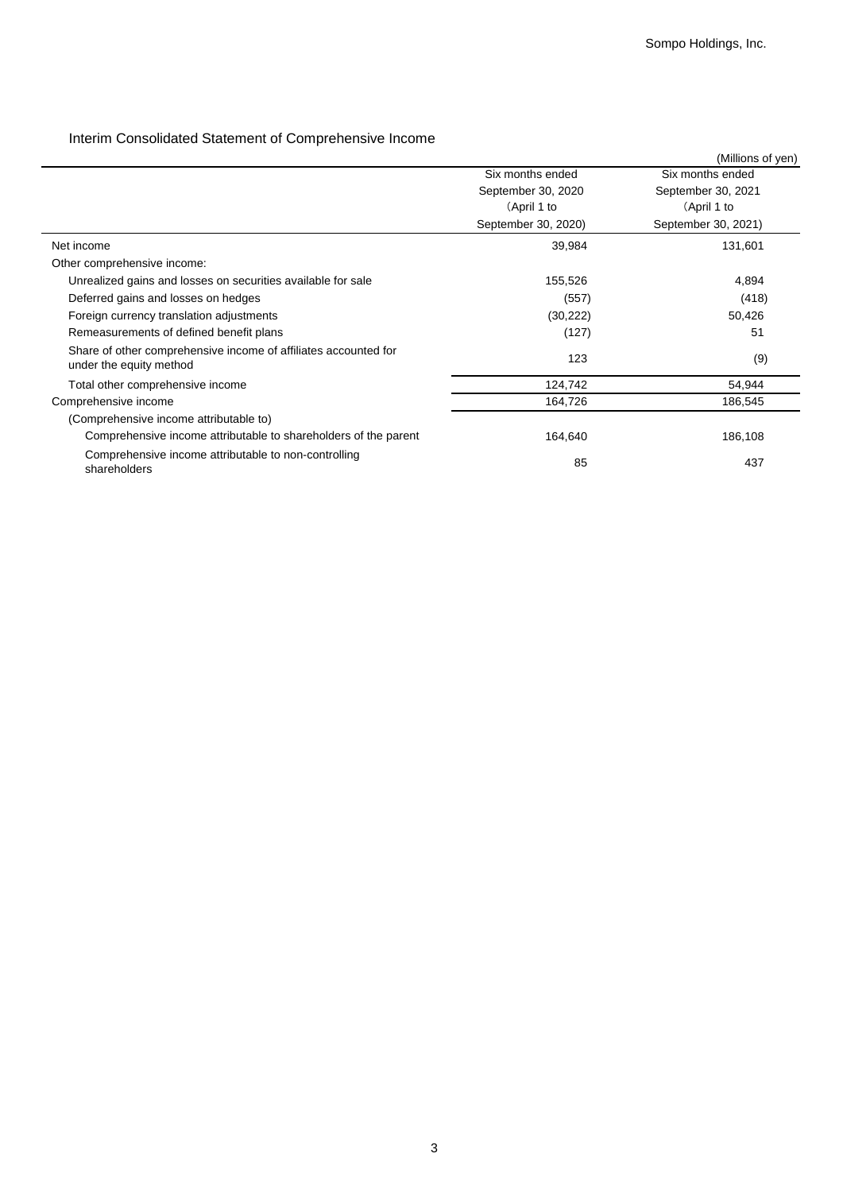## Interim Consolidated Statement of Comprehensive Income

(Millions of yen)

| | Six months ended September 30, 2020 (April 1 to September 30, 2020) | Six months ended September 30, 2021 (April 1 to September 30, 2021) |
|---|---|---|
| Net income | 39,984 | 131,601 |
| Other comprehensive income: | | |
| Unrealized gains and losses on securities available for sale | 155,526 | 4,894 |
| Deferred gains and losses on hedges | (557) | (418) |
| Foreign currency translation adjustments | (30,222) | 50,426 |
| Remeasurements of defined benefit plans | (127) | 51 |
| Share of other comprehensive income of affiliates accounted for under the equity method | 123 | (9) |
| Total other comprehensive income | 124,742 | 54,944 |
| Comprehensive income | 164,726 | 186,545 |
| (Comprehensive income attributable to) | | |
| Comprehensive income attributable to shareholders of the parent | 164,640 | 186,108 |
| Comprehensive income attributable to non-controlling shareholders | 85 | 437 |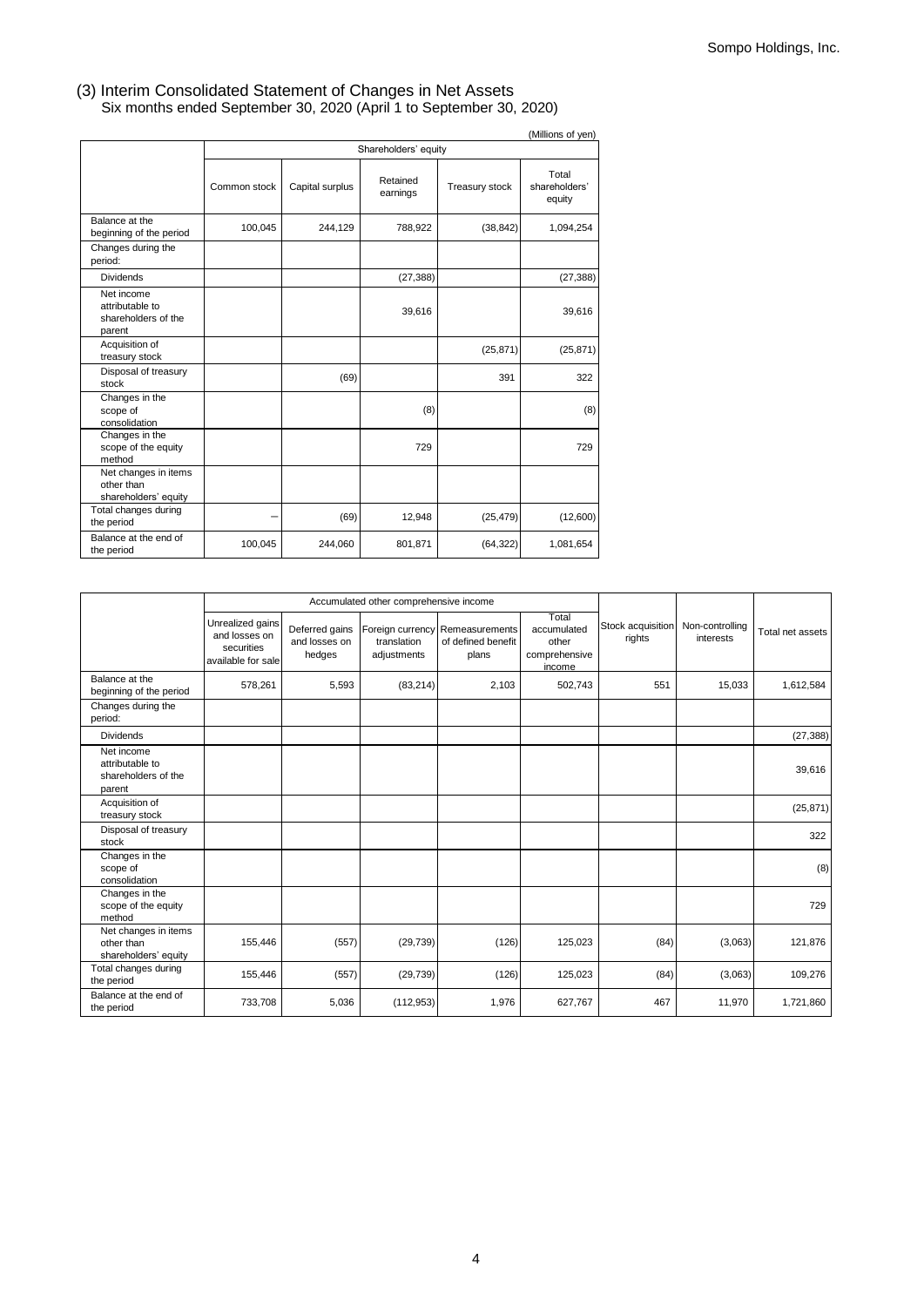### (3) Interim Consolidated Statement of Changes in Net Assets

Six months ended September 30, 2020 (April 1 to September 30, 2020)

(Millions of yen)

| | Shareholders' equity | | | | |
|---|---|---|---|---|---|
| | Common stock | Capital surplus | Retained earnings | Treasury stock | Total shareholders' equity |
| Balance at the beginning of the period | 100,045 | 244,129 | 788,922 | (38,842) | 1,094,254 |
| Changes during the period: | | | | | |
| Dividends | | | (27,388) | | (27,388) |
| Net income attributable to shareholders of the parent | | | 39,616 | | 39,616 |
| Acquisition of treasury stock | | | | (25,871) | (25,871) |
| Disposal of treasury stock | | (69) | | 391 | 322 |
| Changes in the scope of consolidation | | | (8) | | (8) |
| Changes in the scope of the equity method | | | 729 | | 729 |
| Net changes in items other than shareholders' equity | | | | | |
| Total changes during the period | – | (69) | 12,948 | (25,479) | (12,600) |
| Balance at the end of the period | 100,045 | 244,060 | 801,871 | (64,322) | 1,081,654 |

| | Accumulated other comprehensive income | | | | | | | |
|---|---|---|---|---|---|---|---|---|
| | Unrealized gains and losses on securities available for sale | Deferred gains and losses on hedges | Foreign currency translation adjustments | Remeasurements of defined benefit plans | Total accumulated other comprehensive income | Stock acquisition rights | Non-controlling interests | Total net assets |
| Balance at the beginning of the period | 578,261 | 5,593 | (83,214) | 2,103 | 502,743 | 551 | 15,033 | 1,612,584 |
| Changes during the period: | | | | | | | | |
| Dividends | | | | | | | | (27,388) |
| Net income attributable to shareholders of the parent | | | | | | | | 39,616 |
| Acquisition of treasury stock | | | | | | | | (25,871) |
| Disposal of treasury stock | | | | | | | | 322 |
| Changes in the scope of consolidation | | | | | | | | (8) |
| Changes in the scope of the equity method | | | | | | | | 729 |
| Net changes in items other than shareholders' equity | 155,446 | (557) | (29,739) | (126) | 125,023 | (84) | (3,063) | 121,876 |
| Total changes during the period | 155,446 | (557) | (29,739) | (126) | 125,023 | (84) | (3,063) | 109,276 |
| Balance at the end of the period | 733,708 | 5,036 | (112,953) | 1,976 | 627,767 | 467 | 11,970 | 1,721,860 |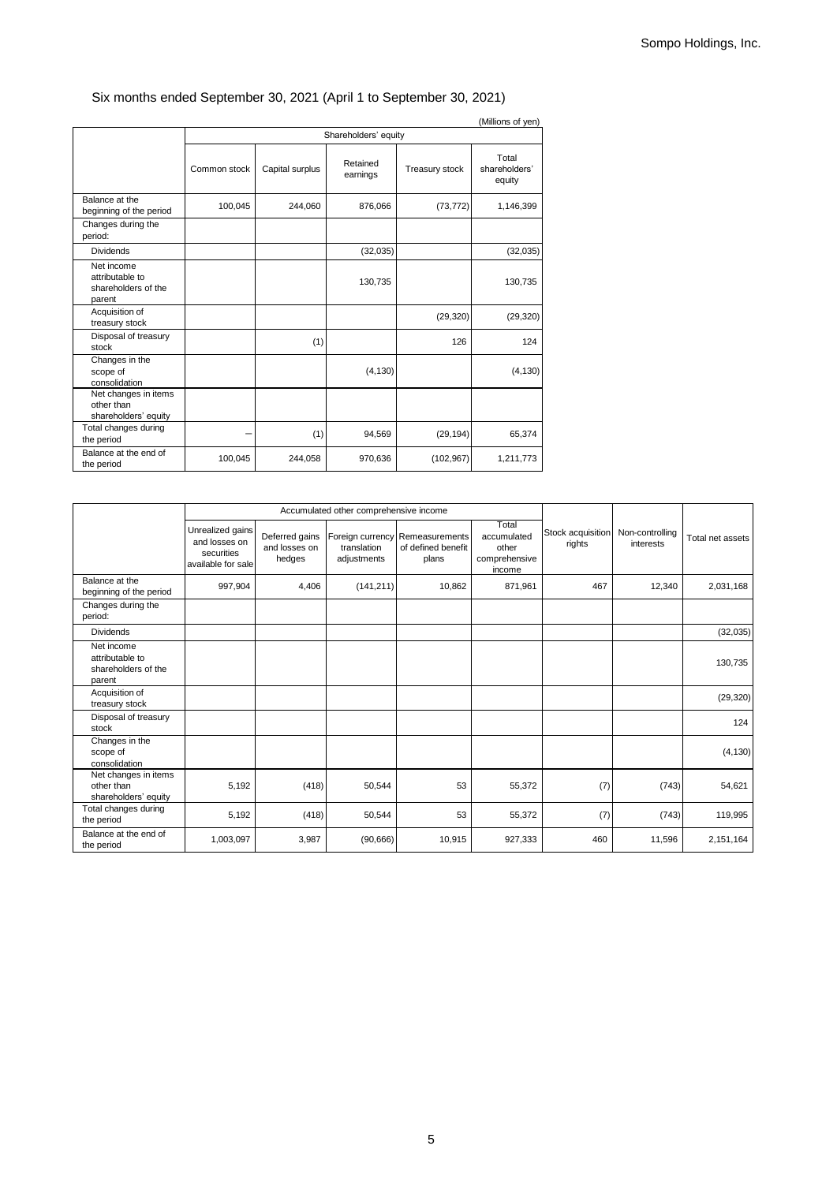Six months ended September 30, 2021 (April 1 to September 30, 2021)

(Millions of yen)

| | Shareholders' equity | | | | |
|---|---|---|---|---|---|
| | Common stock | Capital surplus | Retained earnings | Treasury stock | Total shareholders' equity |
| Balance at the beginning of the period | 100,045 | 244,060 | 876,066 | (73,772) | 1,146,399 |
| Changes during the period: | | | | | |
| Dividends | | | (32,035) | | (32,035) |
| Net income attributable to shareholders of the parent | | | 130,735 | | 130,735 |
| Acquisition of treasury stock | | | | (29,320) | (29,320) |
| Disposal of treasury stock | | (1) | | 126 | 124 |
| Changes in the scope of consolidation | | | (4,130) | | (4,130) |
| Net changes in items other than shareholders' equity | | | | | |
| Total changes during the period | – | (1) | 94,569 | (29,194) | 65,374 |
| Balance at the end of the period | 100,045 | 244,058 | 970,636 | (102,967) | 1,211,773 |

| | Accumulated other comprehensive income | | | | | Stock acquisition rights | Non-controlling interests | Total net assets |
|---|---|---|---|---|---|---|---|---|
| | Unrealized gains and losses on securities available for sale | Deferred gains and losses on hedges | Foreign currency translation adjustments | Remeasurements of defined benefit plans | Total accumulated other comprehensive income | | | |
| Balance at the beginning of the period | 997,904 | 4,406 | (141,211) | 10,862 | 871,961 | 467 | 12,340 | 2,031,168 |
| Changes during the period: | | | | | | | | |
| Dividends | | | | | | | | (32,035) |
| Net income attributable to shareholders of the parent | | | | | | | | 130,735 |
| Acquisition of treasury stock | | | | | | | | (29,320) |
| Disposal of treasury stock | | | | | | | | 124 |
| Changes in the scope of consolidation | | | | | | | | (4,130) |
| Net changes in items other than shareholders' equity | 5,192 | (418) | 50,544 | 53 | 55,372 | (7) | (743) | 54,621 |
| Total changes during the period | 5,192 | (418) | 50,544 | 53 | 55,372 | (7) | (743) | 119,995 |
| Balance at the end of the period | 1,003,097 | 3,987 | (90,666) | 10,915 | 927,333 | 460 | 11,596 | 2,151,164 |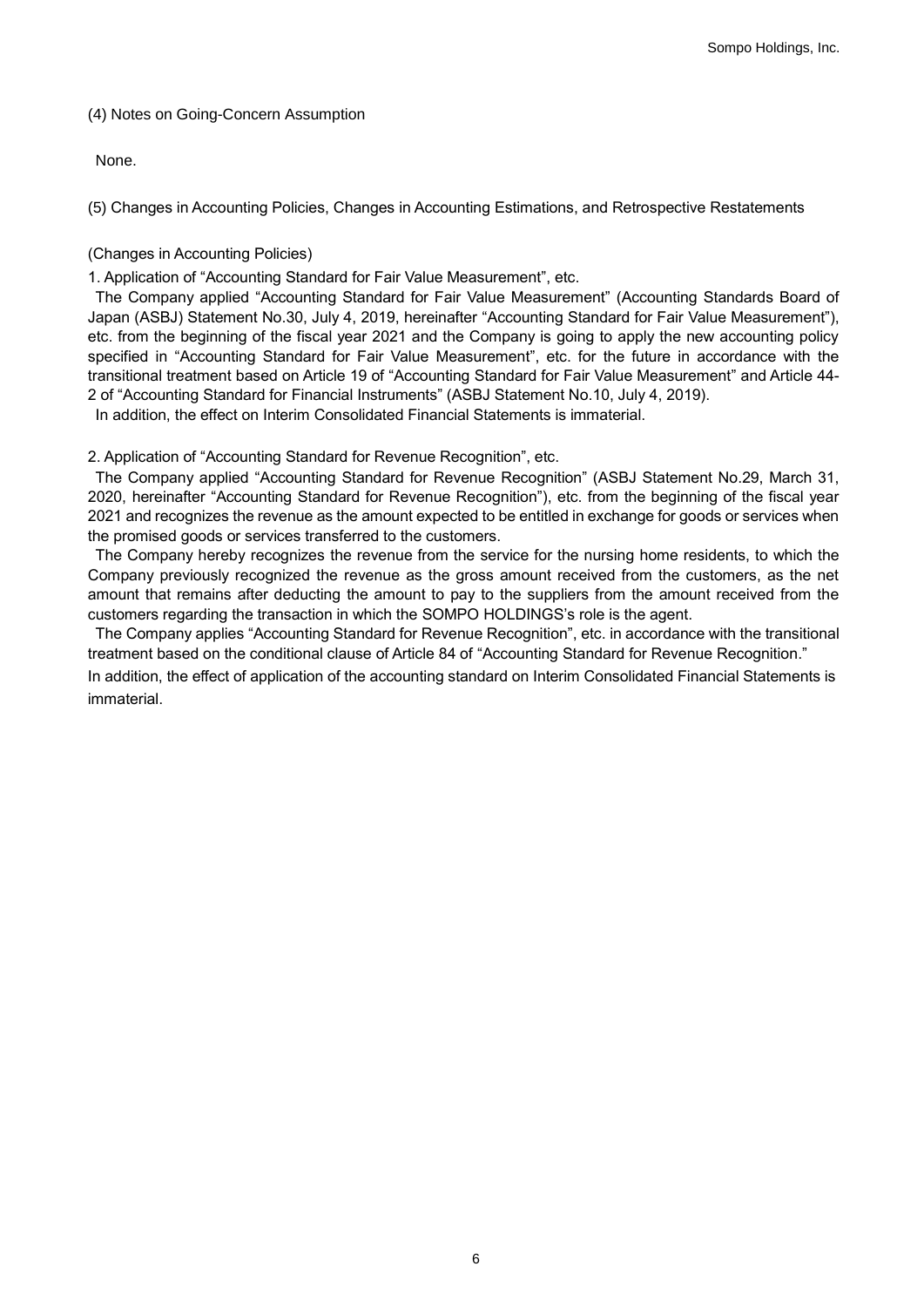(4) Notes on Going-Concern Assumption

None.

(5) Changes in Accounting Policies, Changes in Accounting Estimations, and Retrospective Restatements

(Changes in Accounting Policies)

1. Application of "Accounting Standard for Fair Value Measurement", etc.

The Company applied "Accounting Standard for Fair Value Measurement" (Accounting Standards Board of Japan (ASBJ) Statement No.30, July 4, 2019, hereinafter "Accounting Standard for Fair Value Measurement"), etc. from the beginning of the fiscal year 2021 and the Company is going to apply the new accounting policy specified in "Accounting Standard for Fair Value Measurement", etc. for the future in accordance with the transitional treatment based on Article 19 of "Accounting Standard for Fair Value Measurement" and Article 44-2 of "Accounting Standard for Financial Instruments" (ASBJ Statement No.10, July 4, 2019).

In addition, the effect on Interim Consolidated Financial Statements is immaterial.

2. Application of "Accounting Standard for Revenue Recognition", etc.

The Company applied "Accounting Standard for Revenue Recognition" (ASBJ Statement No.29, March 31, 2020, hereinafter "Accounting Standard for Revenue Recognition"), etc. from the beginning of the fiscal year 2021 and recognizes the revenue as the amount expected to be entitled in exchange for goods or services when the promised goods or services transferred to the customers.

The Company hereby recognizes the revenue from the service for the nursing home residents, to which the Company previously recognized the revenue as the gross amount received from the customers, as the net amount that remains after deducting the amount to pay to the suppliers from the amount received from the customers regarding the transaction in which the SOMPO HOLDINGS's role is the agent.

The Company applies "Accounting Standard for Revenue Recognition", etc. in accordance with the transitional treatment based on the conditional clause of Article 84 of "Accounting Standard for Revenue Recognition."

In addition, the effect of application of the accounting standard on Interim Consolidated Financial Statements is immaterial.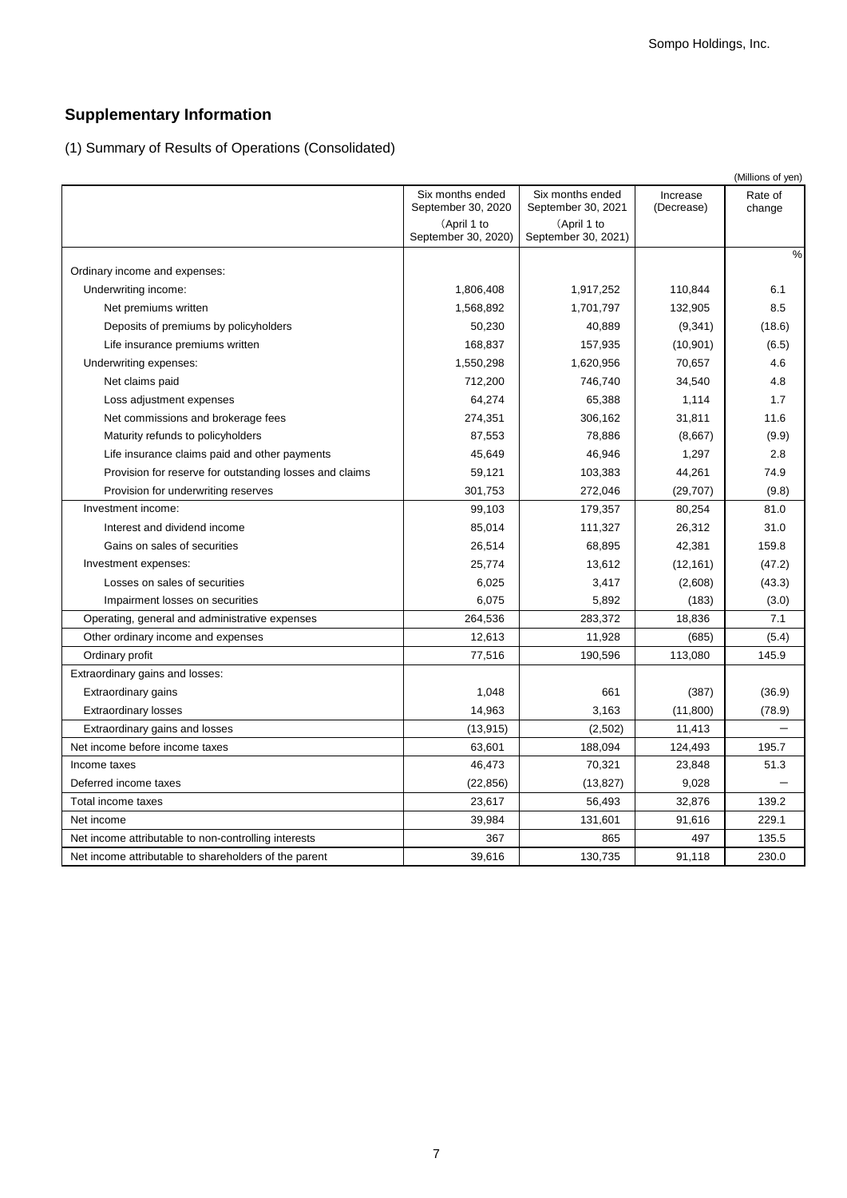## Supplementary Information

(1) Summary of Results of Operations (Consolidated)

(Millions of yen)

| | Six months ended September 30, 2020 (April 1 to September 30, 2020) | Six months ended September 30, 2021 (April 1 to September 30, 2021) | Increase (Decrease) | Rate of change |
|---|---|---|---|---|
| | | | | % |
| Ordinary income and expenses: | | | | |
| Underwriting income: | 1,806,408 | 1,917,252 | 110,844 | 6.1 |
| Net premiums written | 1,568,892 | 1,701,797 | 132,905 | 8.5 |
| Deposits of premiums by policyholders | 50,230 | 40,889 | (9,341) | (18.6) |
| Life insurance premiums written | 168,837 | 157,935 | (10,901) | (6.5) |
| Underwriting expenses: | 1,550,298 | 1,620,956 | 70,657 | 4.6 |
| Net claims paid | 712,200 | 746,740 | 34,540 | 4.8 |
| Loss adjustment expenses | 64,274 | 65,388 | 1,114 | 1.7 |
| Net commissions and brokerage fees | 274,351 | 306,162 | 31,811 | 11.6 |
| Maturity refunds to policyholders | 87,553 | 78,886 | (8,667) | (9.9) |
| Life insurance claims paid and other payments | 45,649 | 46,946 | 1,297 | 2.8 |
| Provision for reserve for outstanding losses and claims | 59,121 | 103,383 | 44,261 | 74.9 |
| Provision for underwriting reserves | 301,753 | 272,046 | (29,707) | (9.8) |
| Investment income: | 99,103 | 179,357 | 80,254 | 81.0 |
| Interest and dividend income | 85,014 | 111,327 | 26,312 | 31.0 |
| Gains on sales of securities | 26,514 | 68,895 | 42,381 | 159.8 |
| Investment expenses: | 25,774 | 13,612 | (12,161) | (47.2) |
| Losses on sales of securities | 6,025 | 3,417 | (2,608) | (43.3) |
| Impairment losses on securities | 6,075 | 5,892 | (183) | (3.0) |
| Operating, general and administrative expenses | 264,536 | 283,372 | 18,836 | 7.1 |
| Other ordinary income and expenses | 12,613 | 11,928 | (685) | (5.4) |
| Ordinary profit | 77,516 | 190,596 | 113,080 | 145.9 |
| Extraordinary gains and losses: | | | | |
| Extraordinary gains | 1,048 | 661 | (387) | (36.9) |
| Extraordinary losses | 14,963 | 3,163 | (11,800) | (78.9) |
| Extraordinary gains and losses | (13,915) | (2,502) | 11,413 | － |
| Net income before income taxes | 63,601 | 188,094 | 124,493 | 195.7 |
| Income taxes | 46,473 | 70,321 | 23,848 | 51.3 |
| Deferred income taxes | (22,856) | (13,827) | 9,028 | － |
| Total income taxes | 23,617 | 56,493 | 32,876 | 139.2 |
| Net income | 39,984 | 131,601 | 91,616 | 229.1 |
| Net income attributable to non-controlling interests | 367 | 865 | 497 | 135.5 |
| Net income attributable to shareholders of the parent | 39,616 | 130,735 | 91,118 | 230.0 |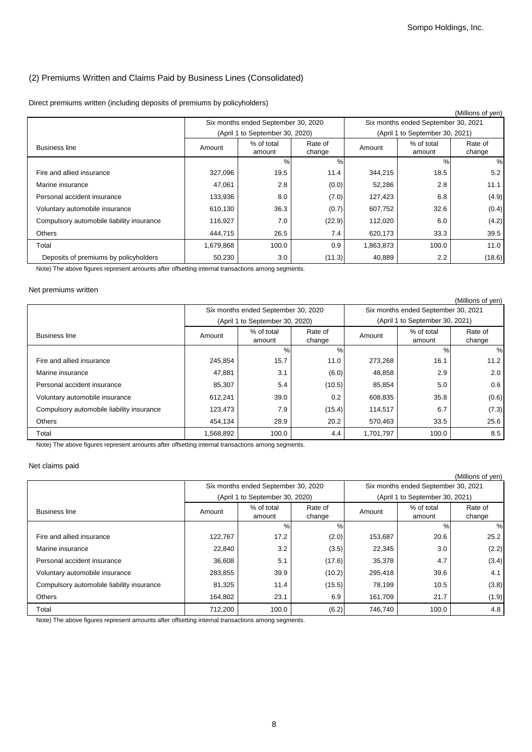## (2) Premiums Written and Claims Paid by Business Lines (Consolidated)

Direct premiums written (including deposits of premiums by policyholders)

(Millions of yen)

| Business line | Six months ended September 30, 2020 (April 1 to September 30, 2020) | | | Six months ended September 30, 2021 (April 1 to September 30, 2021) | | |
|---|---|---|---|---|---|---|
| | Amount | % of total amount | Rate of change | Amount | % of total amount | Rate of change |
| | | % | % | | % | % |
| Fire and allied insurance | 327,096 | 19.5 | 11.4 | 344,215 | 18.5 | 5.2 |
| Marine insurance | 47,061 | 2.8 | (0.0) | 52,286 | 2.8 | 11.1 |
| Personal accident insurance | 133,936 | 8.0 | (7.0) | 127,423 | 6.8 | (4.9) |
| Voluntary automobile insurance | 610,130 | 36.3 | (0.7) | 607,752 | 32.6 | (0.4) |
| Compulsory automobile liability insurance | 116,927 | 7.0 | (22.9) | 112,020 | 6.0 | (4.2) |
| Others | 444,715 | 26.5 | 7.4 | 620,173 | 33.3 | 39.5 |
| Total | 1,679,868 | 100.0 | 0.9 | 1,863,873 | 100.0 | 11.0 |
| Deposits of premiums by policyholders | 50,230 | 3.0 | (11.3) | 40,889 | 2.2 | (18.6) |

Note) The above figures represent amounts after offsetting internal transactions among segments.

Net premiums written

(Millions of yen)

| Business line | Six months ended September 30, 2020 (April 1 to September 30, 2020) | | | Six months ended September 30, 2021 (April 1 to September 30, 2021) | | |
|---|---|---|---|---|---|---|
| | Amount | % of total amount | Rate of change | Amount | % of total amount | Rate of change |
| | | % | % | | % | % |
| Fire and allied insurance | 245,854 | 15.7 | 11.0 | 273,268 | 16.1 | 11.2 |
| Marine insurance | 47,881 | 3.1 | (6.0) | 48,858 | 2.9 | 2.0 |
| Personal accident insurance | 85,307 | 5.4 | (10.5) | 85,854 | 5.0 | 0.6 |
| Voluntary automobile insurance | 612,241 | 39.0 | 0.2 | 608,835 | 35.8 | (0.6) |
| Compulsory automobile liability insurance | 123,473 | 7.9 | (15.4) | 114,517 | 6.7 | (7.3) |
| Others | 454,134 | 28.9 | 20.2 | 570,463 | 33.5 | 25.6 |
| Total | 1,568,892 | 100.0 | 4.4 | 1,701,797 | 100.0 | 8.5 |

Note) The above figures represent amounts after offsetting internal transactions among segments.

Net claims paid

(Millions of yen)

| Business line | Six months ended September 30, 2020 (April 1 to September 30, 2020) | | | Six months ended September 30, 2021 (April 1 to September 30, 2021) | | |
|---|---|---|---|---|---|---|
| | Amount | % of total amount | Rate of change | Amount | % of total amount | Rate of change |
| | | % | % | | % | % |
| Fire and allied insurance | 122,767 | 17.2 | (2.0) | 153,687 | 20.6 | 25.2 |
| Marine insurance | 22,840 | 3.2 | (3.5) | 22,345 | 3.0 | (2.2) |
| Personal accident insurance | 36,608 | 5.1 | (17.6) | 35,378 | 4.7 | (3.4) |
| Voluntary automobile insurance | 283,855 | 39.9 | (10.2) | 295,418 | 39.6 | 4.1 |
| Compulsory automobile liability insurance | 81,325 | 11.4 | (15.5) | 78,199 | 10.5 | (3.8) |
| Others | 164,802 | 23.1 | 6.9 | 161,709 | 21.7 | (1.9) |
| Total | 712,200 | 100.0 | (6.2) | 746,740 | 100.0 | 4.8 |

Note) The above figures represent amounts after offsetting internal transactions among segments.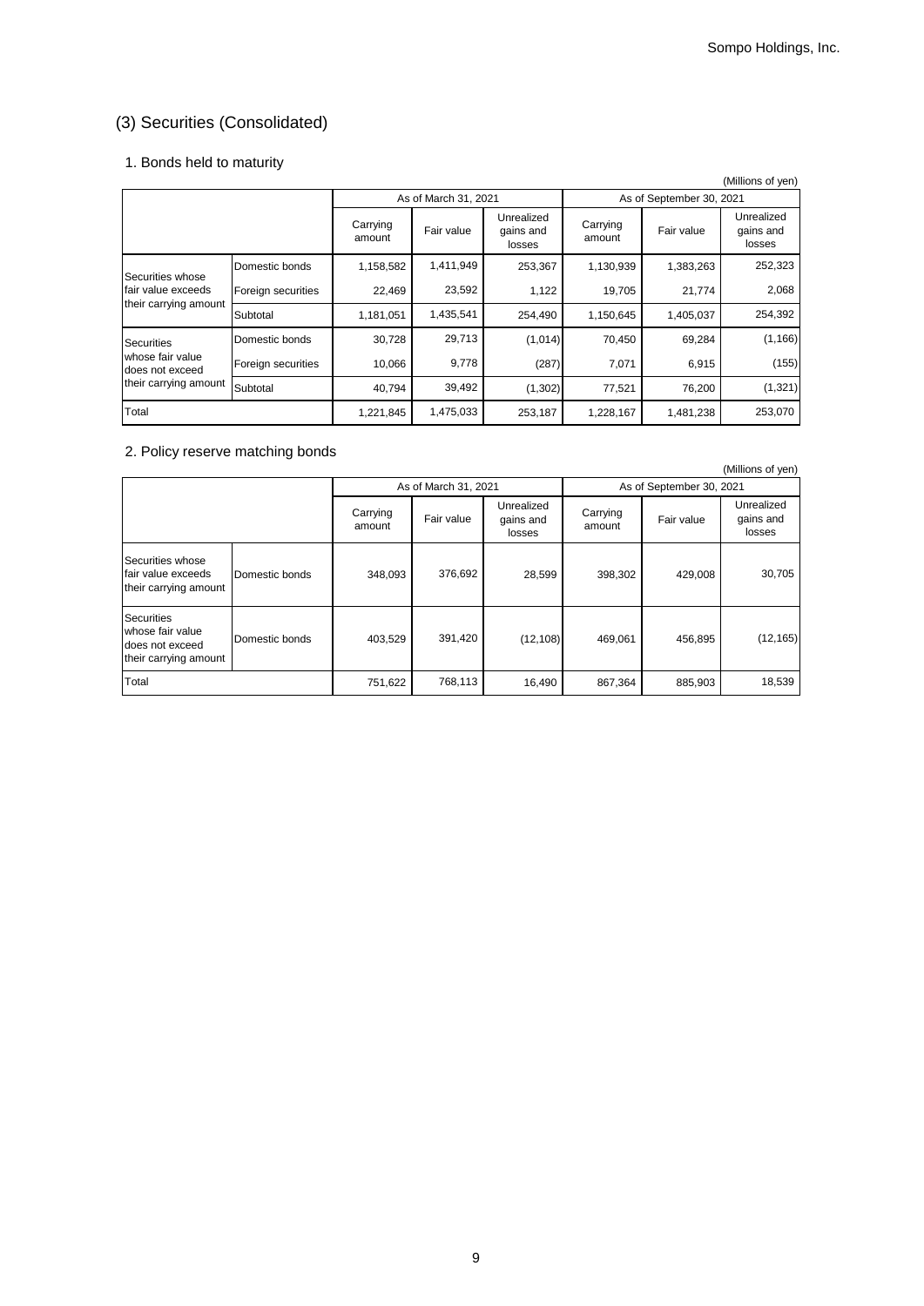## (3) Securities (Consolidated)

### 1. Bonds held to maturity

(Millions of yen)

| | | As of March 31, 2021 | | | As of September 30, 2021 | | |
|---|---|---|---|---|---|---|---|
| | | Carrying amount | Fair value | Unrealized gains and losses | Carrying amount | Fair value | Unrealized gains and losses |
| Securities whose fair value exceeds their carrying amount | Domestic bonds | 1,158,582 | 1,411,949 | 253,367 | 1,130,939 | 1,383,263 | 252,323 |
| | Foreign securities | 22,469 | 23,592 | 1,122 | 19,705 | 21,774 | 2,068 |
| | Subtotal | 1,181,051 | 1,435,541 | 254,490 | 1,150,645 | 1,405,037 | 254,392 |
| Securities whose fair value does not exceed their carrying amount | Domestic bonds | 30,728 | 29,713 | (1,014) | 70,450 | 69,284 | (1,166) |
| | Foreign securities | 10,066 | 9,778 | (287) | 7,071 | 6,915 | (155) |
| | Subtotal | 40,794 | 39,492 | (1,302) | 77,521 | 76,200 | (1,321) |
| Total | | 1,221,845 | 1,475,033 | 253,187 | 1,228,167 | 1,481,238 | 253,070 |

### 2. Policy reserve matching bonds

(Millions of yen)

| | | As of March 31, 2021 | | | As of September 30, 2021 | | |
|---|---|---|---|---|---|---|---|
| | | Carrying amount | Fair value | Unrealized gains and losses | Carrying amount | Fair value | Unrealized gains and losses |
| Securities whose fair value exceeds their carrying amount | Domestic bonds | 348,093 | 376,692 | 28,599 | 398,302 | 429,008 | 30,705 |
| Securities whose fair value does not exceed their carrying amount | Domestic bonds | 403,529 | 391,420 | (12,108) | 469,061 | 456,895 | (12,165) |
| Total | | 751,622 | 768,113 | 16,490 | 867,364 | 885,903 | 18,539 |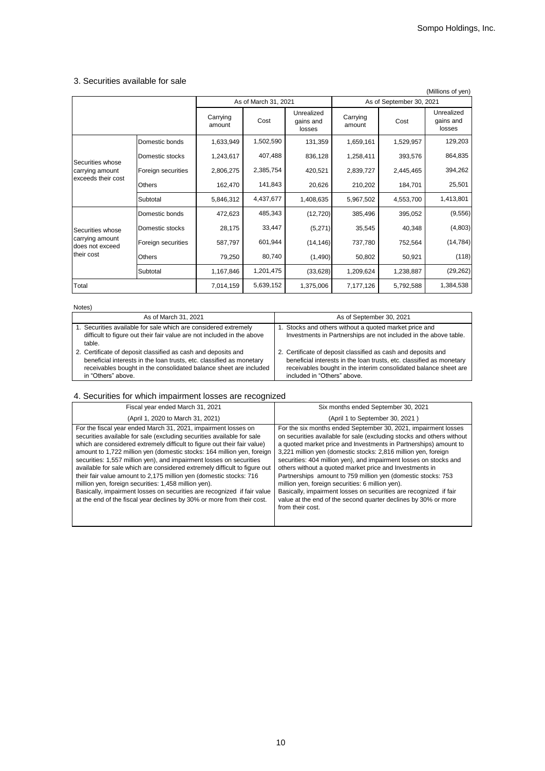## 3. Securities available for sale

(Millions of yen)

| | | As of March 31, 2021 | | | As of September 30, 2021 | | |
|---|---|---|---|---|---|---|---|
| | | Carrying amount | Cost | Unrealized gains and losses | Carrying amount | Cost | Unrealized gains and losses |
| Securities whose carrying amount exceeds their cost | Domestic bonds | 1,633,949 | 1,502,590 | 131,359 | 1,659,161 | 1,529,957 | 129,203 |
| | Domestic stocks | 1,243,617 | 407,488 | 836,128 | 1,258,411 | 393,576 | 864,835 |
| | Foreign securities | 2,806,275 | 2,385,754 | 420,521 | 2,839,727 | 2,445,465 | 394,262 |
| | Others | 162,470 | 141,843 | 20,626 | 210,202 | 184,701 | 25,501 |
| | Subtotal | 5,846,312 | 4,437,677 | 1,408,635 | 5,967,502 | 4,553,700 | 1,413,801 |
| Securities whose carrying amount does not exceed their cost | Domestic bonds | 472,623 | 485,343 | (12,720) | 385,496 | 395,052 | (9,556) |
| | Domestic stocks | 28,175 | 33,447 | (5,271) | 35,545 | 40,348 | (4,803) |
| | Foreign securities | 587,797 | 601,944 | (14,146) | 737,780 | 752,564 | (14,784) |
| | Others | 79,250 | 80,740 | (1,490) | 50,802 | 50,921 | (118) |
| | Subtotal | 1,167,846 | 1,201,475 | (33,628) | 1,209,624 | 1,238,887 | (29,262) |
| Total | | 7,014,159 | 5,639,152 | 1,375,006 | 7,177,126 | 5,792,588 | 1,384,538 |

Notes)

| As of March 31, 2021 | As of September 30, 2021 |
|---|---|
| 1. Securities available for sale which are considered extremely difficult to figure out their fair value are not included in the above table. | 1. Stocks and others without a quoted market price and Investments in Partnerships are not included in the above table. |
| 2. Certificate of deposit classified as cash and deposits and beneficial interests in the loan trusts, etc. classified as monetary receivables bought in the consolidated balance sheet are included in "Others" above. | 2. Certificate of deposit classified as cash and deposits and beneficial interests in the loan trusts, etc. classified as monetary receivables bought in the interim consolidated balance sheet are included in "Others" above. |

## 4. Securities for which impairment losses are recognized

| Fiscal year ended March 31, 2021<br>(April 1, 2020 to March 31, 2021) | Six months ended September 30, 2021<br>(April 1 to September 30, 2021 ) |
|---|---|
| For the fiscal year ended March 31, 2021, impairment losses on securities available for sale (excluding securities available for sale which are considered extremely difficult to figure out their fair value) amount to 1,722 million yen (domestic stocks: 164 million yen, foreign securities: 1,557 million yen), and impairment losses on securities available for sale which are considered extremely difficult to figure out their fair value amount to 2,175 million yen (domestic stocks: 716 million yen, foreign securities: 1,458 million yen).<br>Basically, impairment losses on securities are recognized if fair value at the end of the fiscal year declines by 30% or more from their cost. | For the six months ended September 30, 2021, impairment losses on securities available for sale (excluding stocks and others without a quoted market price and Investments in Partnerships) amount to 3,221 million yen (domestic stocks: 2,816 million yen, foreign securities: 404 million yen), and impairment losses on stocks and others without a quoted market price and Investments in Partnerships amount to 759 million yen (domestic stocks: 753 million yen, foreign securities: 6 million yen).<br>Basically, impairment losses on securities are recognized if fair value at the end of the second quarter declines by 30% or more from their cost. |